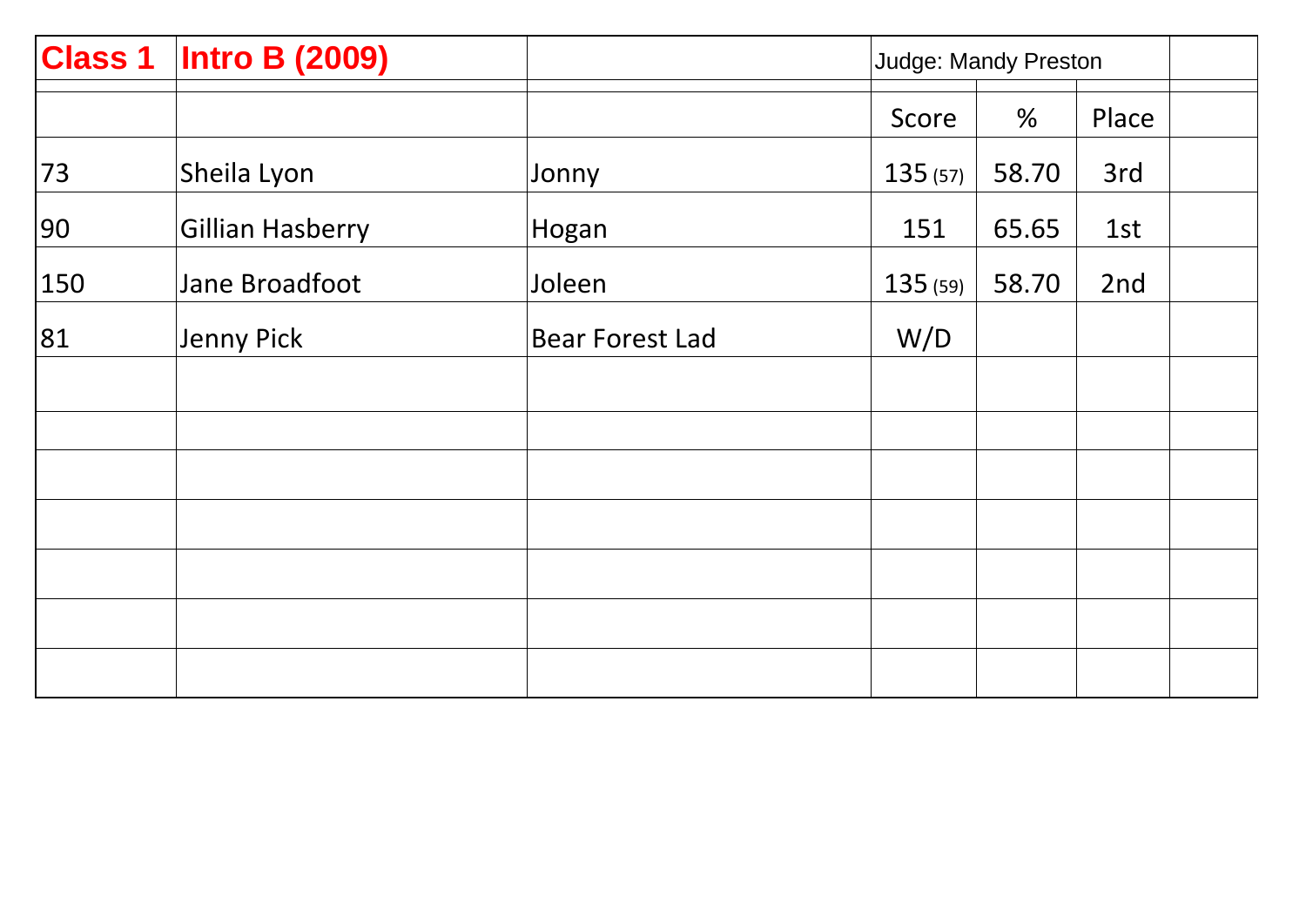| Class 1 | Intro B (2009) | | Judge: Mandy Preston | | | |
|---|---|---|---|---|---|---|
| | | | Score | % | Place | |
| 73 | Sheila Lyon | Jonny | 135 (57) | 58.70 | 3rd | |
| 90 | Gillian Hasberry | Hogan | 151 | 65.65 | 1st | |
| 150 | Jane Broadfoot | Joleen | 135 (59) | 58.70 | 2nd | |
| 81 | Jenny Pick | Bear Forest Lad | W/D | | | |
| | | | | | | |
| | | | | | | |
| | | | | | | |
| | | | | | | |
| | | | | | | |
| | | | | | | |
| | | | | | | |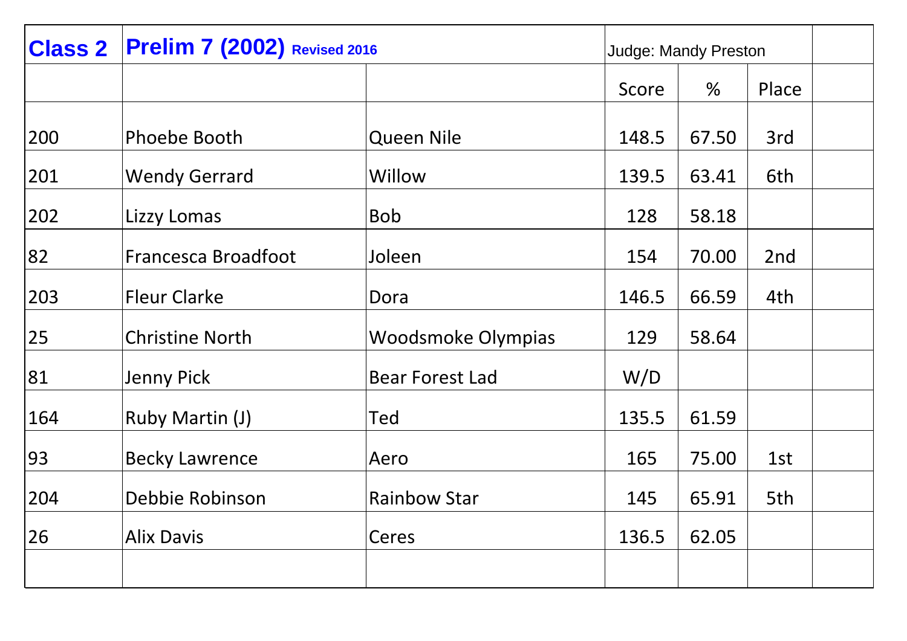| Class 2 | Prelim 7 (2002) Revised 2016 | | Judge: Mandy Preston | | | |
|---|---|---|---|---|---|---|
| | | | Score | % | Place | |
| 200 | Phoebe Booth | Queen Nile | 148.5 | 67.50 | 3rd | |
| 201 | Wendy Gerrard | Willow | 139.5 | 63.41 | 6th | |
| 202 | Lizzy Lomas | Bob | 128 | 58.18 | | |
| 82 | Francesca Broadfoot | Joleen | 154 | 70.00 | 2nd | |
| 203 | Fleur Clarke | Dora | 146.5 | 66.59 | 4th | |
| 25 | Christine North | Woodsmoke Olympias | 129 | 58.64 | | |
| 81 | Jenny Pick | Bear Forest Lad | W/D | | | |
| 164 | Ruby Martin (J) | Ted | 135.5 | 61.59 | | |
| 93 | Becky Lawrence | Aero | 165 | 75.00 | 1st | |
| 204 | Debbie Robinson | Rainbow Star | 145 | 65.91 | 5th | |
| 26 | Alix Davis | Ceres | 136.5 | 62.05 | | |
| | | | | | | |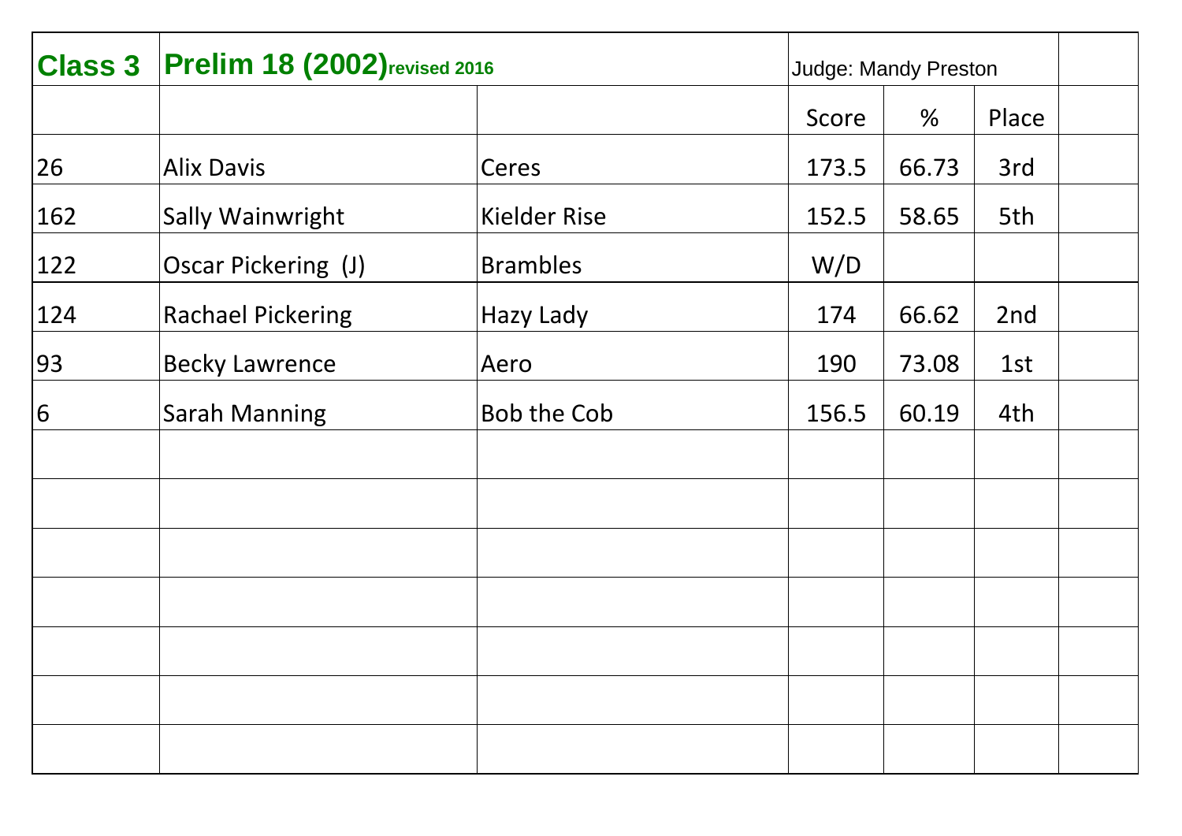| Class 3 | Prelim 18 (2002) revised 2016 | | Judge: Mandy Preston | | | |
|---|---|---|---|---|---|---|
| | | | Score | % | Place | |
| 26 | Alix Davis | Ceres | 173.5 | 66.73 | 3rd | |
| 162 | Sally Wainwright | Kielder Rise | 152.5 | 58.65 | 5th | |
| 122 | Oscar Pickering (J) | Brambles | W/D | | | |
| 124 | Rachael Pickering | Hazy Lady | 174 | 66.62 | 2nd | |
| 93 | Becky Lawrence | Aero | 190 | 73.08 | 1st | |
| 6 | Sarah Manning | Bob the Cob | 156.5 | 60.19 | 4th | |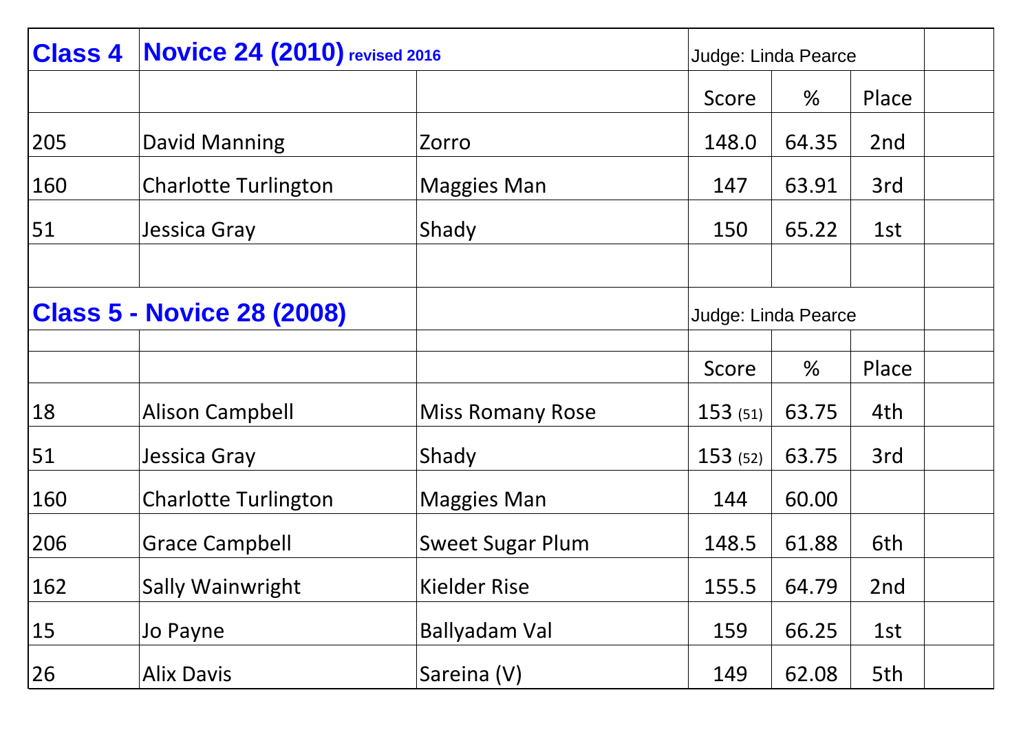## Class 4 Novice 24 (2010) revised 2016

Judge: Linda Pearce

| | | | Score | % | Place |
|---|---|---|---|---|---|
| 205 | David Manning | Zorro | 148.0 | 64.35 | 2nd |
| 160 | Charlotte Turlington | Maggies Man | 147 | 63.91 | 3rd |
| 51 | Jessica Gray | Shady | 150 | 65.22 | 1st |

## Class 5 - Novice 28 (2008)

Judge: Linda Pearce

| | | | Score | % | Place |
|---|---|---|---|---|---|
| 18 | Alison Campbell | Miss Romany Rose | 153 (51) | 63.75 | 4th |
| 51 | Jessica Gray | Shady | 153 (52) | 63.75 | 3rd |
| 160 | Charlotte Turlington | Maggies Man | 144 | 60.00 | |
| 206 | Grace Campbell | Sweet Sugar Plum | 148.5 | 61.88 | 6th |
| 162 | Sally Wainwright | Kielder Rise | 155.5 | 64.79 | 2nd |
| 15 | Jo Payne | Ballyadam Val | 159 | 66.25 | 1st |
| 26 | Alix Davis | Sareina (V) | 149 | 62.08 | 5th |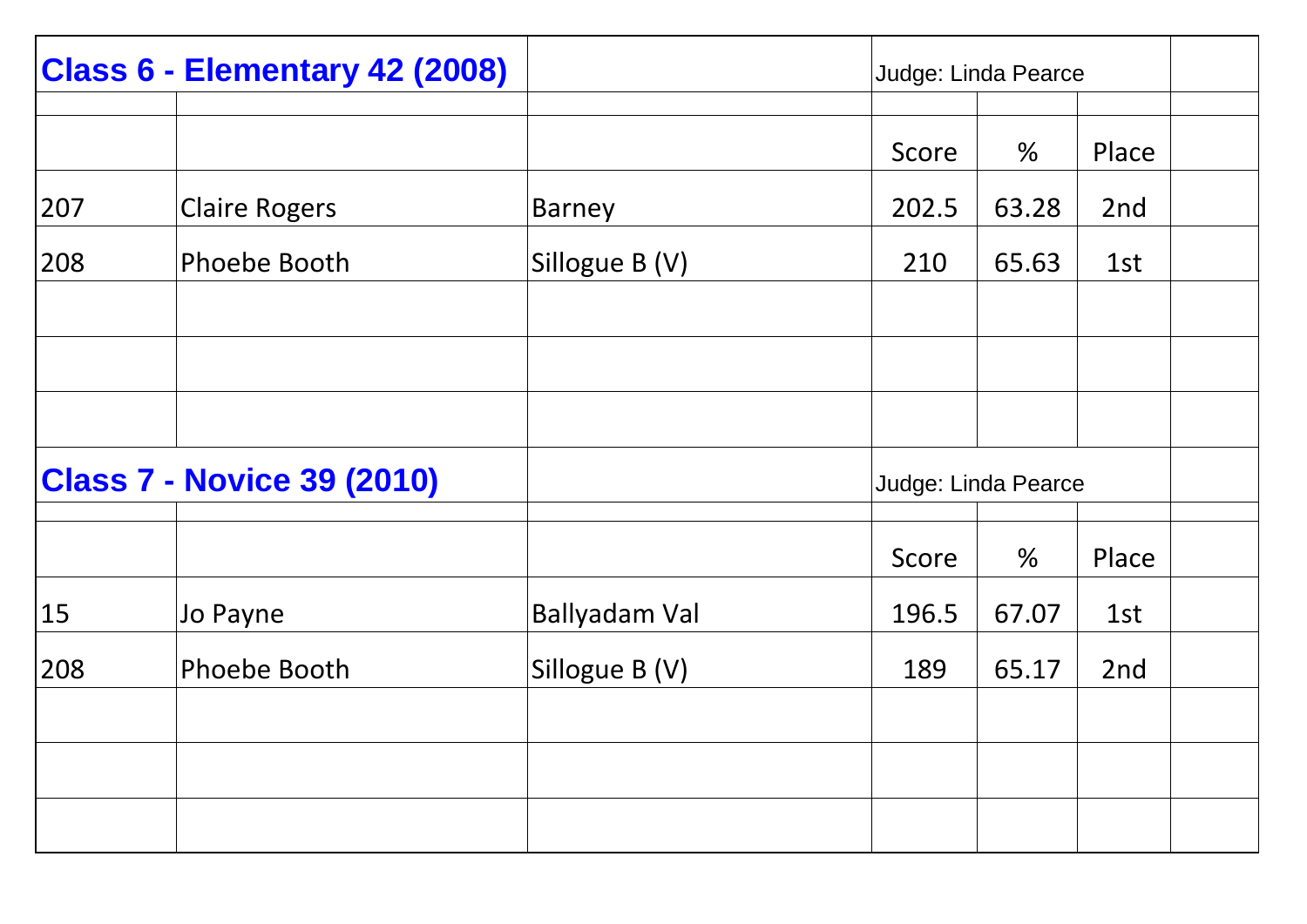## Class 6 - Elementary 42 (2008)

Judge: Linda Pearce

| | | | Score | % | Place |
|---|---|---|---|---|---|
| 207 | Claire Rogers | Barney | 202.5 | 63.28 | 2nd |
| 208 | Phoebe Booth | Sillogue B (V) | 210 | 65.63 | 1st |

## Class 7 - Novice 39 (2010)

Judge: Linda Pearce

| | | | Score | % | Place |
|---|---|---|---|---|---|
| 15 | Jo Payne | Ballyadam Val | 196.5 | 67.07 | 1st |
| 208 | Phoebe Booth | Sillogue B (V) | 189 | 65.17 | 2nd |